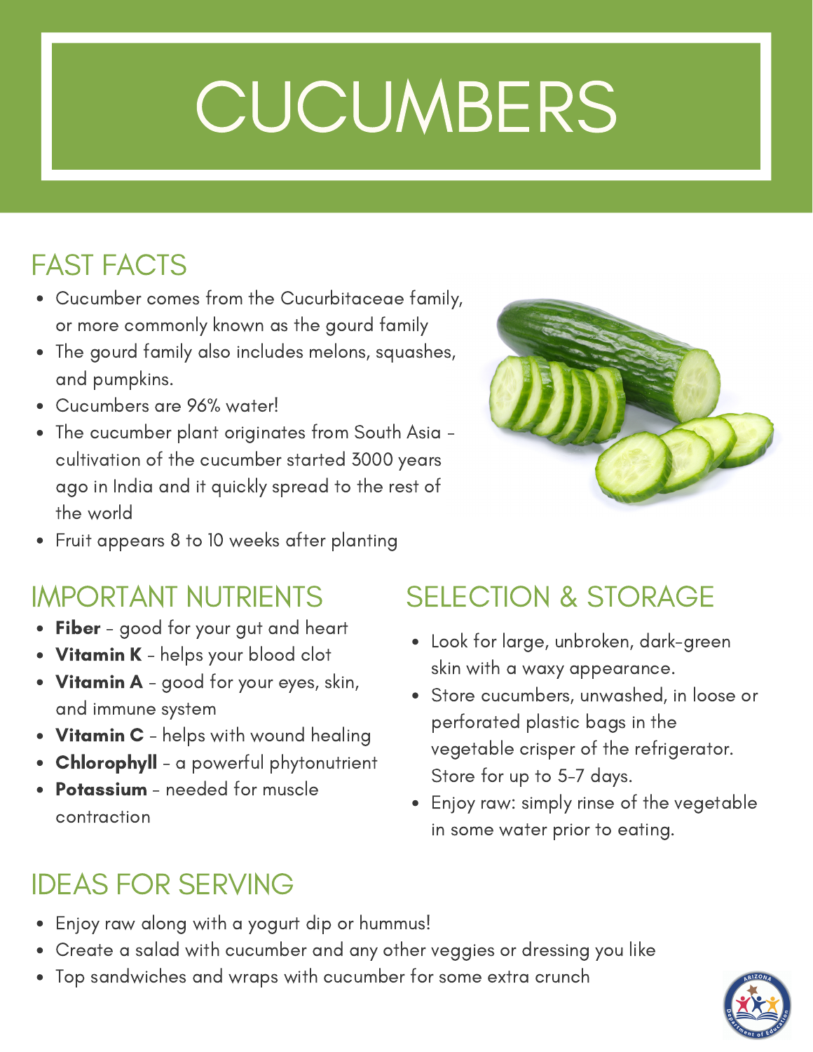# CUCUMBERS

## FAST FACTS

- Cucumber comes from the Cucurbitaceae family, or more commonly known as the gourd family
- The gourd family also includes melons, squashes, and pumpkins.
- Cucumbers are 96% water!
- The cucumber plant originates from South Asia – cultivation of the cucumber started 3000 years ago in India and it quickly spread to the rest of the world
- Fruit appears 8 to 10 weeks after planting

## IMPORTANT NUTRIENTS

- **Fiber** – good for your gut and heart
- **Vitamin K** – helps your blood clot
- **Vitamin A** – good for your eyes, skin, and immune system
- **Vitamin C** – helps with wound healing
- **Chlorophyll** – a powerful phytonutrient
- **Potassium** – needed for muscle contraction

## SELECTION & STORAGE

- Look for large, unbroken, dark-green skin with a waxy appearance.
- Store cucumbers, unwashed, in loose or perforated plastic bags in the vegetable crisper of the refrigerator. Store for up to 5-7 days.
- Enjoy raw: simply rinse of the vegetable in some water prior to eating.

## IDEAS FOR SERVING

- Enjoy raw along with a yogurt dip or hummus!
- Create a salad with cucumber and any other veggies or dressing you like
- Top sandwiches and wraps with cucumber for some extra crunch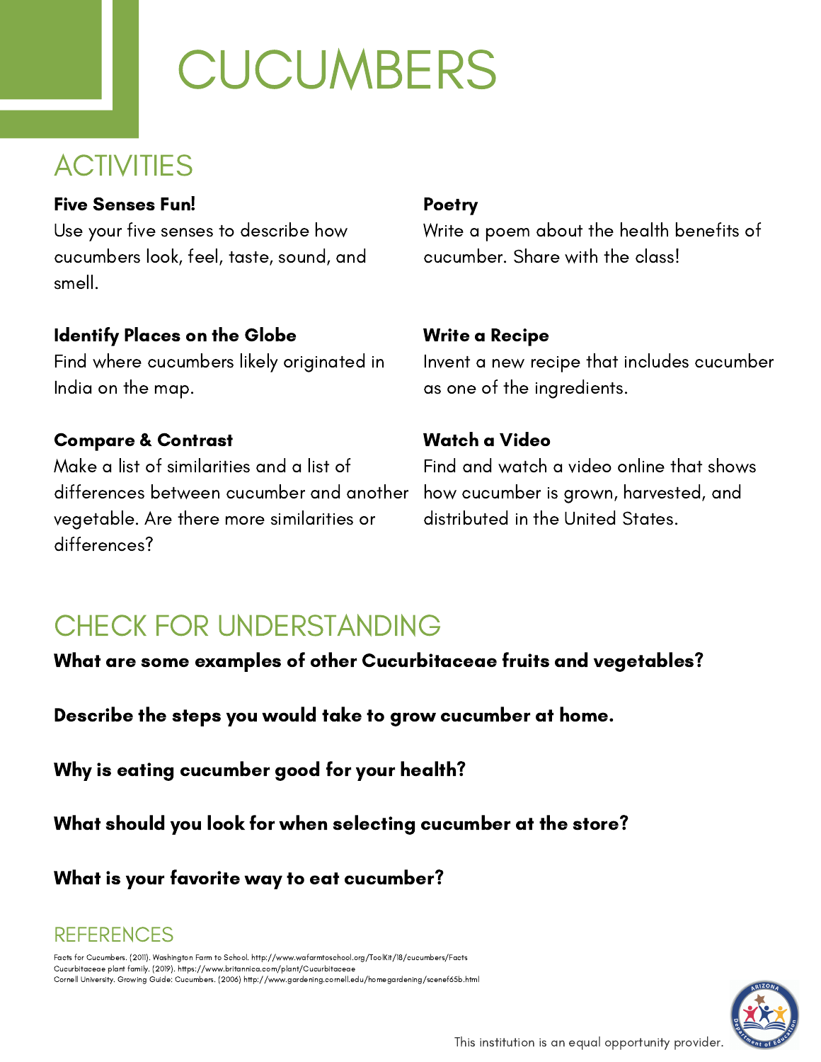# CUCUMBERS

## ACTIVITIES

**Five Senses Fun!**
Use your five senses to describe how cucumbers look, feel, taste, sound, and smell.

**Identify Places on the Globe**
Find where cucumbers likely originated in India on the map.

**Compare & Contrast**
Make a list of similarities and a list of differences between cucumber and another vegetable. Are there more similarities or differences?

**Poetry**
Write a poem about the health benefits of cucumber. Share with the class!

**Write a Recipe**
Invent a new recipe that includes cucumber as one of the ingredients.

**Watch a Video**
Find and watch a video online that shows how cucumber is grown, harvested, and distributed in the United States.

## CHECK FOR UNDERSTANDING

**What are some examples of other Cucurbitaceae fruits and vegetables?**

**Describe the steps you would take to grow cucumber at home.**

**Why is eating cucumber good for your health?**

**What should you look for when selecting cucumber at the store?**

**What is your favorite way to eat cucumber?**

## REFERENCES

Facts for Cucumbers. (2011). Washington Farm to School. http://www.wafarmtoschool.org/ToolKit/18/cucumbers/Facts
Cucurbitaceae plant family. (2019). https://www.britannica.com/plant/Cucurbitaceae
Cornell University. Growing Guide: Cucumbers. (2006) http://www.gardening.cornell.edu/homegardening/scenef65b.html

This institution is an equal opportunity provider.